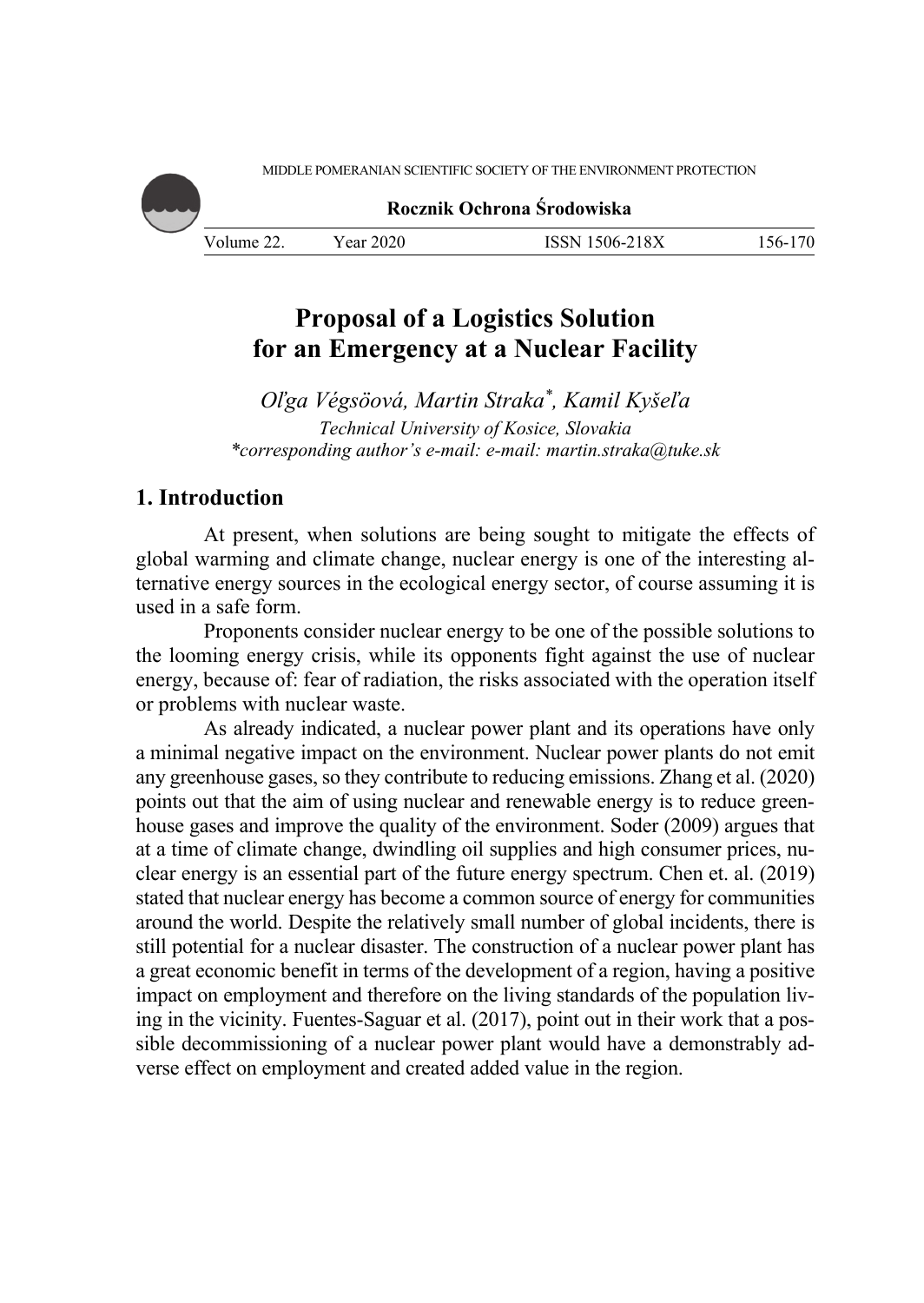# Proposal of a Logistics Solution for an Emergency at a Nuclear Facility

*Oľga Végsöová, Martin Straka[\*], Kamil Kyšeľa*

*Technical University of Kosice, Slovakia*

*\*corresponding author's e-mail: e-mail: martin.straka@tuke.sk*

## 1. Introduction

At present, when solutions are being sought to mitigate the effects of global warming and climate change, nuclear energy is one of the interesting alternative energy sources in the ecological energy sector, of course assuming it is used in a safe form.

Proponents consider nuclear energy to be one of the possible solutions to the looming energy crisis, while its opponents fight against the use of nuclear energy, because of: fear of radiation, the risks associated with the operation itself or problems with nuclear waste.

As already indicated, a nuclear power plant and its operations have only a minimal negative impact on the environment. Nuclear power plants do not emit any greenhouse gases, so they contribute to reducing emissions. Zhang et al. (2020) points out that the aim of using nuclear and renewable energy is to reduce greenhouse gases and improve the quality of the environment. Soder (2009) argues that at a time of climate change, dwindling oil supplies and high consumer prices, nuclear energy is an essential part of the future energy spectrum. Chen et. al. (2019) stated that nuclear energy has become a common source of energy for communities around the world. Despite the relatively small number of global incidents, there is still potential for a nuclear disaster. The construction of a nuclear power plant has a great economic benefit in terms of the development of a region, having a positive impact on employment and therefore on the living standards of the population living in the vicinity. Fuentes-Saguar et al. (2017), point out in their work that a possible decommissioning of a nuclear power plant would have a demonstrably adverse effect on employment and created added value in the region.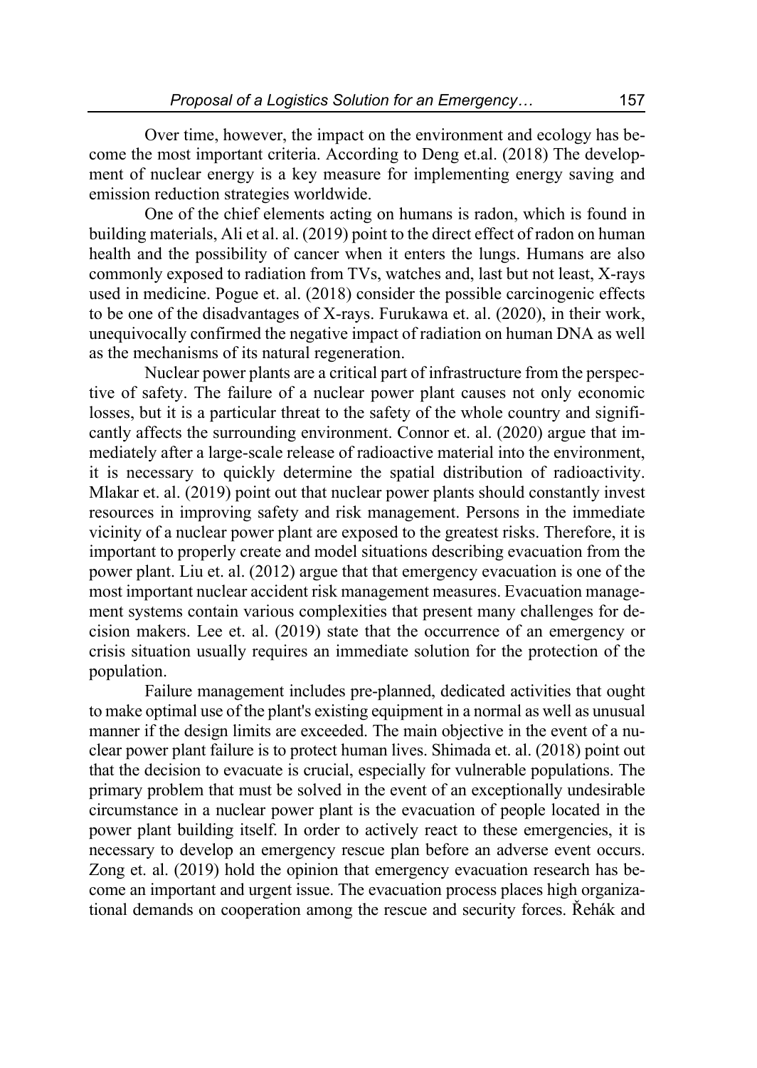Over time, however, the impact on the environment and ecology has become the most important criteria. According to Deng et.al. (2018) The development of nuclear energy is a key measure for implementing energy saving and emission reduction strategies worldwide.

One of the chief elements acting on humans is radon, which is found in building materials, Ali et al. al. (2019) point to the direct effect of radon on human health and the possibility of cancer when it enters the lungs. Humans are also commonly exposed to radiation from TVs, watches and, last but not least, X-rays used in medicine. Pogue et. al. (2018) consider the possible carcinogenic effects to be one of the disadvantages of X-rays. Furukawa et. al. (2020), in their work, unequivocally confirmed the negative impact of radiation on human DNA as well as the mechanisms of its natural regeneration.

Nuclear power plants are a critical part of infrastructure from the perspective of safety. The failure of a nuclear power plant causes not only economic losses, but it is a particular threat to the safety of the whole country and significantly affects the surrounding environment. Connor et. al. (2020) argue that immediately after a large-scale release of radioactive material into the environment, it is necessary to quickly determine the spatial distribution of radioactivity. Mlakar et. al. (2019) point out that nuclear power plants should constantly invest resources in improving safety and risk management. Persons in the immediate vicinity of a nuclear power plant are exposed to the greatest risks. Therefore, it is important to properly create and model situations describing evacuation from the power plant. Liu et. al. (2012) argue that that emergency evacuation is one of the most important nuclear accident risk management measures. Evacuation management systems contain various complexities that present many challenges for decision makers. Lee et. al. (2019) state that the occurrence of an emergency or crisis situation usually requires an immediate solution for the protection of the population.

Failure management includes pre-planned, dedicated activities that ought to make optimal use of the plant's existing equipment in a normal as well as unusual manner if the design limits are exceeded. The main objective in the event of a nuclear power plant failure is to protect human lives. Shimada et. al. (2018) point out that the decision to evacuate is crucial, especially for vulnerable populations. The primary problem that must be solved in the event of an exceptionally undesirable circumstance in a nuclear power plant is the evacuation of people located in the power plant building itself. In order to actively react to these emergencies, it is necessary to develop an emergency rescue plan before an adverse event occurs. Zong et. al. (2019) hold the opinion that emergency evacuation research has become an important and urgent issue. The evacuation process places high organizational demands on cooperation among the rescue and security forces. Řehák and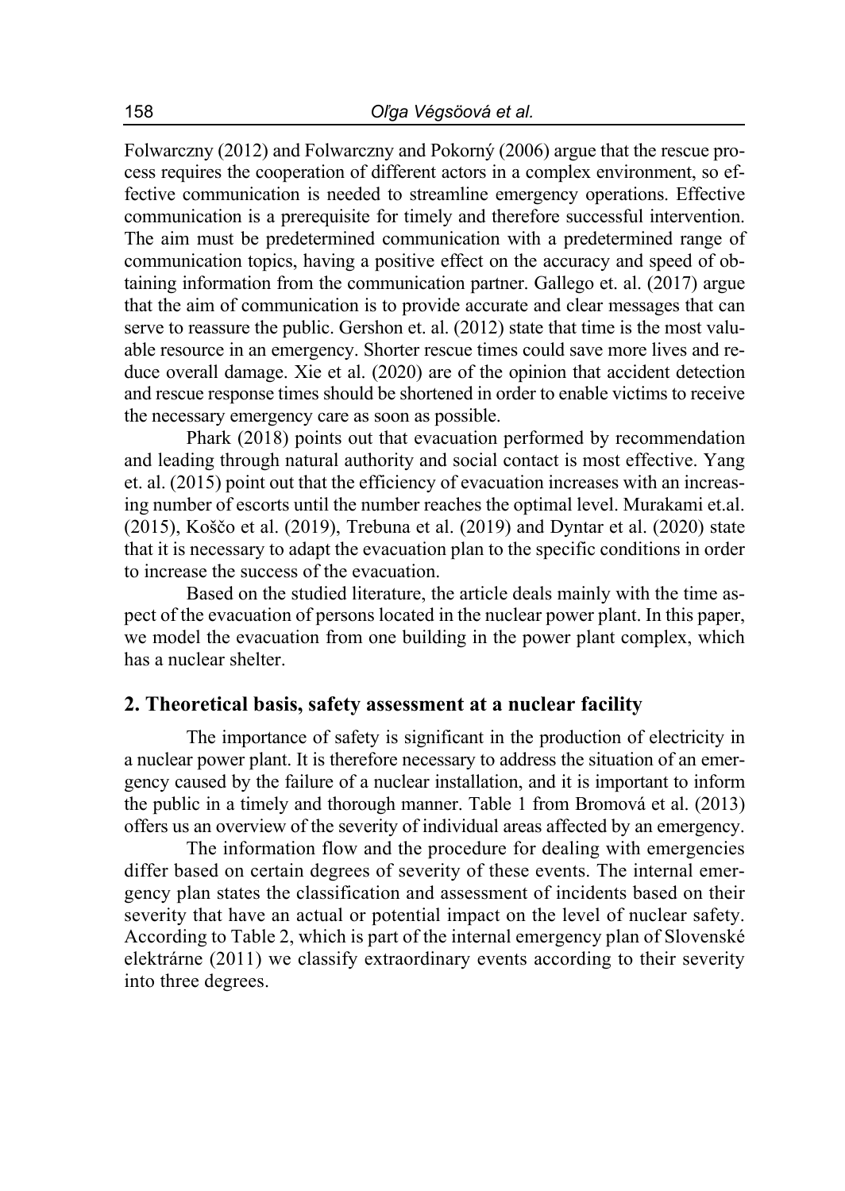Folwarczny (2012) and Folwarczny and Pokorný (2006) argue that the rescue process requires the cooperation of different actors in a complex environment, so effective communication is needed to streamline emergency operations. Effective communication is a prerequisite for timely and therefore successful intervention. The aim must be predetermined communication with a predetermined range of communication topics, having a positive effect on the accuracy and speed of obtaining information from the communication partner. Gallego et. al. (2017) argue that the aim of communication is to provide accurate and clear messages that can serve to reassure the public. Gershon et. al. (2012) state that time is the most valuable resource in an emergency. Shorter rescue times could save more lives and reduce overall damage. Xie et al. (2020) are of the opinion that accident detection and rescue response times should be shortened in order to enable victims to receive the necessary emergency care as soon as possible.

Phark (2018) points out that evacuation performed by recommendation and leading through natural authority and social contact is most effective. Yang et. al. (2015) point out that the efficiency of evacuation increases with an increasing number of escorts until the number reaches the optimal level. Murakami et.al. (2015), Koščo et al. (2019), Trebuna et al. (2019) and Dyntar et al. (2020) state that it is necessary to adapt the evacuation plan to the specific conditions in order to increase the success of the evacuation.

Based on the studied literature, the article deals mainly with the time aspect of the evacuation of persons located in the nuclear power plant. In this paper, we model the evacuation from one building in the power plant complex, which has a nuclear shelter.

## 2. Theoretical basis, safety assessment at a nuclear facility

The importance of safety is significant in the production of electricity in a nuclear power plant. It is therefore necessary to address the situation of an emergency caused by the failure of a nuclear installation, and it is important to inform the public in a timely and thorough manner. Table 1 from Bromová et al. (2013) offers us an overview of the severity of individual areas affected by an emergency.

The information flow and the procedure for dealing with emergencies differ based on certain degrees of severity of these events. The internal emergency plan states the classification and assessment of incidents based on their severity that have an actual or potential impact on the level of nuclear safety. According to Table 2, which is part of the internal emergency plan of Slovenské elektrárne (2011) we classify extraordinary events according to their severity into three degrees.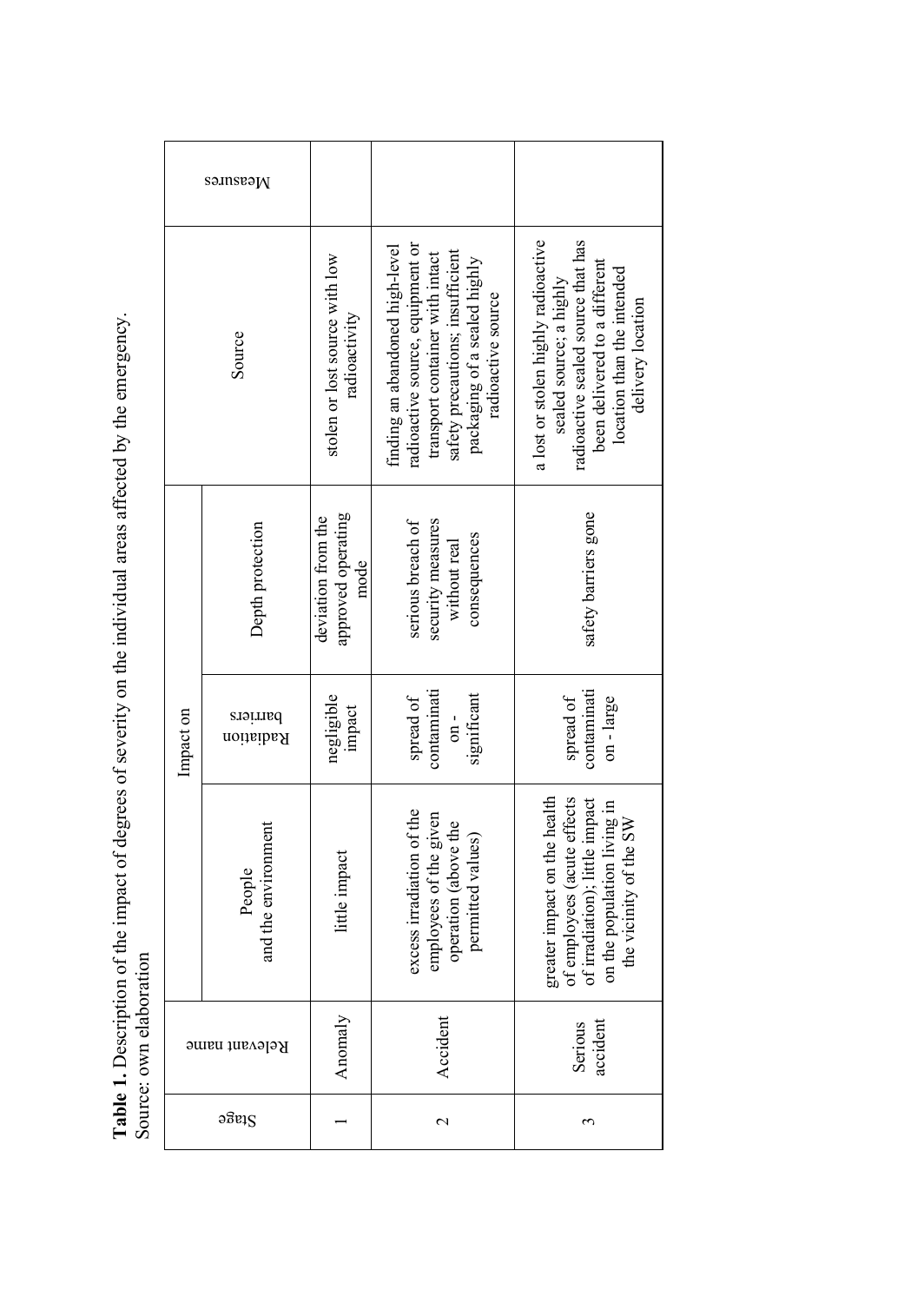**Table 1.** Description of the impact of degrees of severity on the individual areas affected by the emergency.
Source: own elaboration

| Stage | Relevant name | Impact on | | | Source | Measures |
|---|---|---|---|---|---|---|
| | | People and the environment | Radiation barriers | Depth protection | | |
| 1 | Anomaly | little impact | negligible impact | deviation from the approved operating mode | stolen or lost source with low radioactivity | |
| 2 | Accident | excess irradiation of the employees of the given operation (above the permitted values) | spread of contamination - significant | serious breach of security measures without real consequences | finding an abandoned high-level radioactive source, equipment or transport container with intact safety precautions; insufficient packaging of a sealed highly radioactive source | |
| 3 | Serious accident | greater impact on the health of employees (acute effects of irradiation); little impact on the population living in the vicinity of the SW | spread of contamination - large | safety barriers gone | a lost or stolen highly radioactive sealed source; a highly radioactive sealed source that has been delivered to a different location than the intended delivery location | |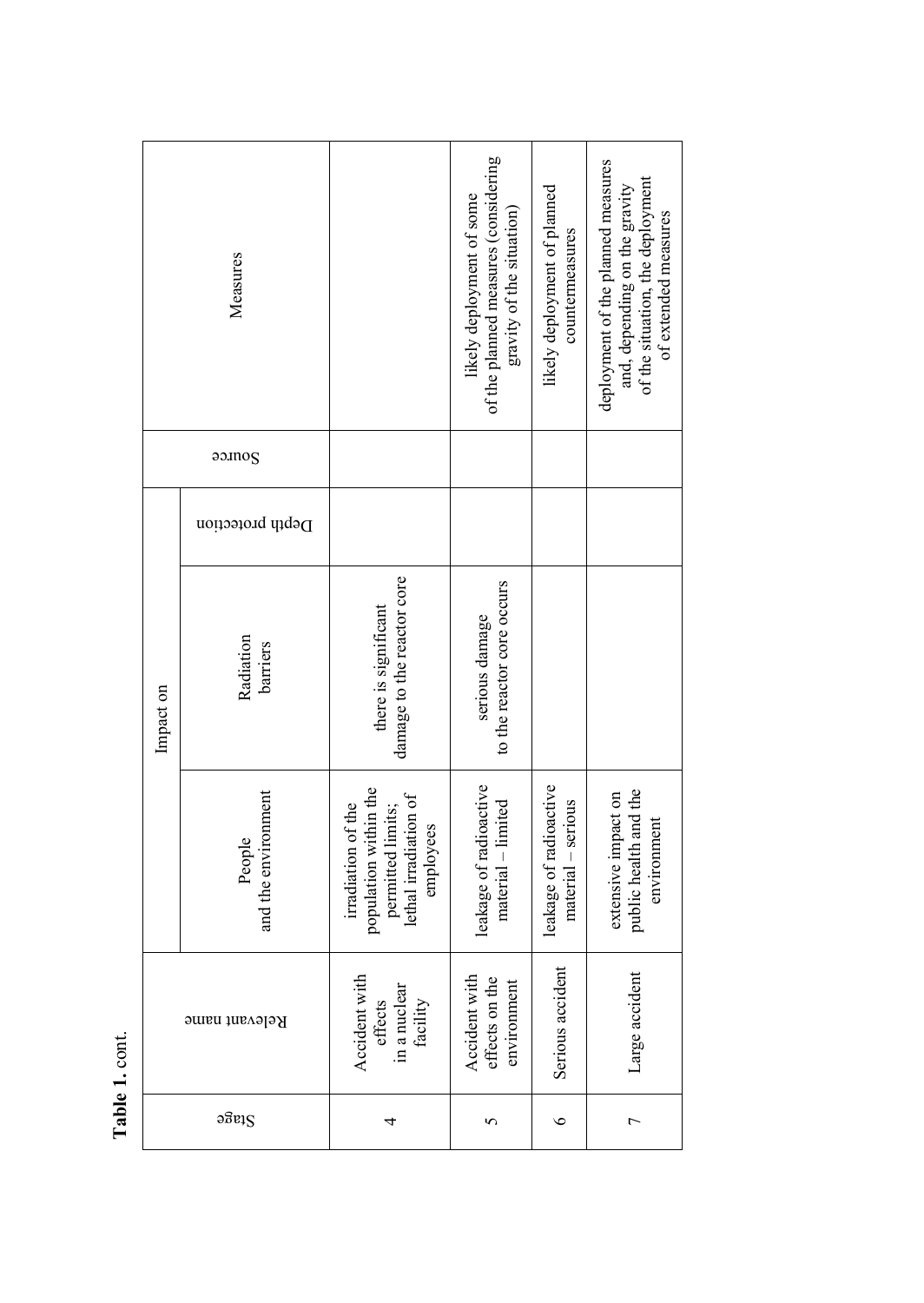**Table 1.** cont.

| Stage | Relevant name | Impact on | | | Source | Measures |
|---|---|---|---|---|---|---|
| | | People and the environment | Radiation barriers | Depth protection | | |
| 4 | Accident with effects in a nuclear facility | irradiation of the population within the permitted limits; lethal irradiation of employees | there is significant damage to the reactor core | | | |
| 5 | Accident with effects on the environment | leakage of radioactive material – limited | serious damage to the reactor core occurs | | | likely deployment of some of the planned measures (considering gravity of the situation) |
| 6 | Serious accident | leakage of radioactive material – serious | | | | likely deployment of planned countermeasures |
| 7 | Large accident | extensive impact on public health and the environment | | | | deployment of the planned measures and, depending on the gravity of the situation, the deployment of extended measures |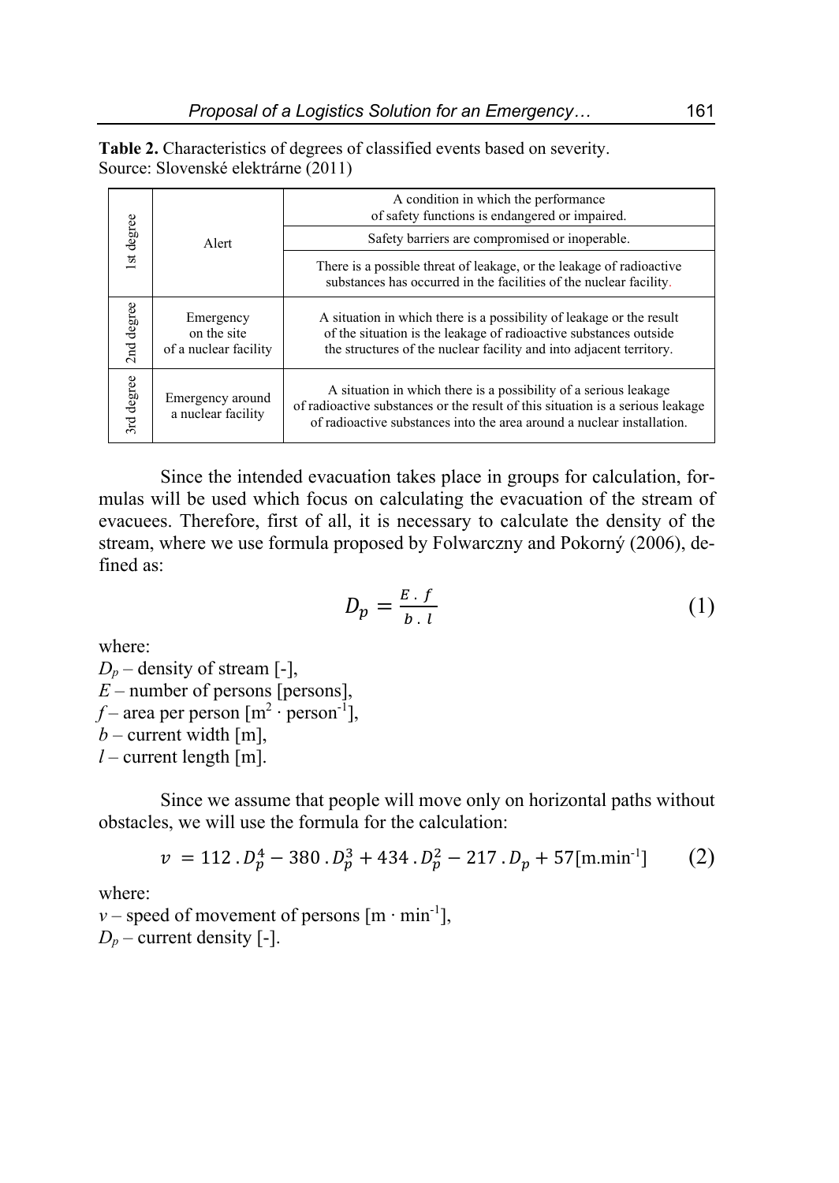**Table 2.** Characteristics of degrees of classified events based on severity.
Source: Slovenské elektrárne (2011)

| Degree | Event | Characteristics |
|---|---|---|
| 1st degree | Alert | A condition in which the performance of safety functions is endangered or impaired. |
| | | Safety barriers are compromised or inoperable. |
| | | There is a possible threat of leakage, or the leakage of radioactive substances has occurred in the facilities of the nuclear facility. |
| 2nd degree | Emergency on the site of a nuclear facility | A situation in which there is a possibility of leakage or the result of the situation is the leakage of radioactive substances outside the structures of the nuclear facility and into adjacent territory. |
| 3rd degree | Emergency around a nuclear facility | A situation in which there is a possibility of a serious leakage of radioactive substances or the result of this situation is a serious leakage of radioactive substances into the area around a nuclear installation. |

Since the intended evacuation takes place in groups for calculation, formulas will be used which focus on calculating the evacuation of the stream of evacuees. Therefore, first of all, it is necessary to calculate the density of the stream, where we use formula proposed by Folwarczny and Pokorný (2006), defined as:

$$D_p = \frac{E \,.\, f}{b \,.\, l} \tag{1}$$

where:
$D_p$ – density of stream [-],
$E$ – number of persons [persons],
$f$ – area per person [$m^2 \cdot person^{-1}$],
$b$ – current width [m],
$l$ – current length [m].

Since we assume that people will move only on horizontal paths without obstacles, we will use the formula for the calculation:

$$v = 112 \,.\, D_p^4 - 380 \,.\, D_p^3 + 434 \,.\, D_p^2 - 217 \,.\, D_p + 57 [\text{m.min}^{-1}] \tag{2}$$

where:
$v$ – speed of movement of persons [$m \cdot min^{-1}$],
$D_p$ – current density [-].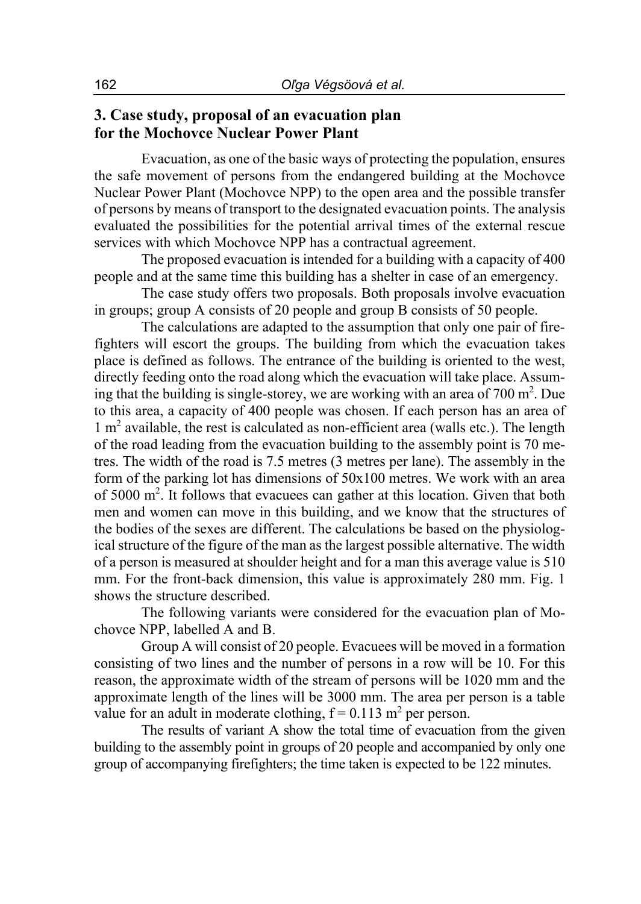## 3. Case study, proposal of an evacuation plan for the Mochovce Nuclear Power Plant

Evacuation, as one of the basic ways of protecting the population, ensures the safe movement of persons from the endangered building at the Mochovce Nuclear Power Plant (Mochovce NPP) to the open area and the possible transfer of persons by means of transport to the designated evacuation points. The analysis evaluated the possibilities for the potential arrival times of the external rescue services with which Mochovce NPP has a contractual agreement.

The proposed evacuation is intended for a building with a capacity of 400 people and at the same time this building has a shelter in case of an emergency.

The case study offers two proposals. Both proposals involve evacuation in groups; group A consists of 20 people and group B consists of 50 people.

The calculations are adapted to the assumption that only one pair of firefighters will escort the groups. The building from which the evacuation takes place is defined as follows. The entrance of the building is oriented to the west, directly feeding onto the road along which the evacuation will take place. Assuming that the building is single-storey, we are working with an area of 700 m$^2$. Due to this area, a capacity of 400 people was chosen. If each person has an area of 1 m$^2$ available, the rest is calculated as non-efficient area (walls etc.). The length of the road leading from the evacuation building to the assembly point is 70 metres. The width of the road is 7.5 metres (3 metres per lane). The assembly in the form of the parking lot has dimensions of 50x100 metres. We work with an area of 5000 m$^2$. It follows that evacuees can gather at this location. Given that both men and women can move in this building, and we know that the structures of the bodies of the sexes are different. The calculations be based on the physiological structure of the figure of the man as the largest possible alternative. The width of a person is measured at shoulder height and for a man this average value is 510 mm. For the front-back dimension, this value is approximately 280 mm. Fig. 1 shows the structure described.

The following variants were considered for the evacuation plan of Mochovce NPP, labelled A and B.

Group A will consist of 20 people. Evacuees will be moved in a formation consisting of two lines and the number of persons in a row will be 10. For this reason, the approximate width of the stream of persons will be 1020 mm and the approximate length of the lines will be 3000 mm. The area per person is a table value for an adult in moderate clothing, $f = 0.113$ m$^2$ per person.

The results of variant A show the total time of evacuation from the given building to the assembly point in groups of 20 people and accompanied by only one group of accompanying firefighters; the time taken is expected to be 122 minutes.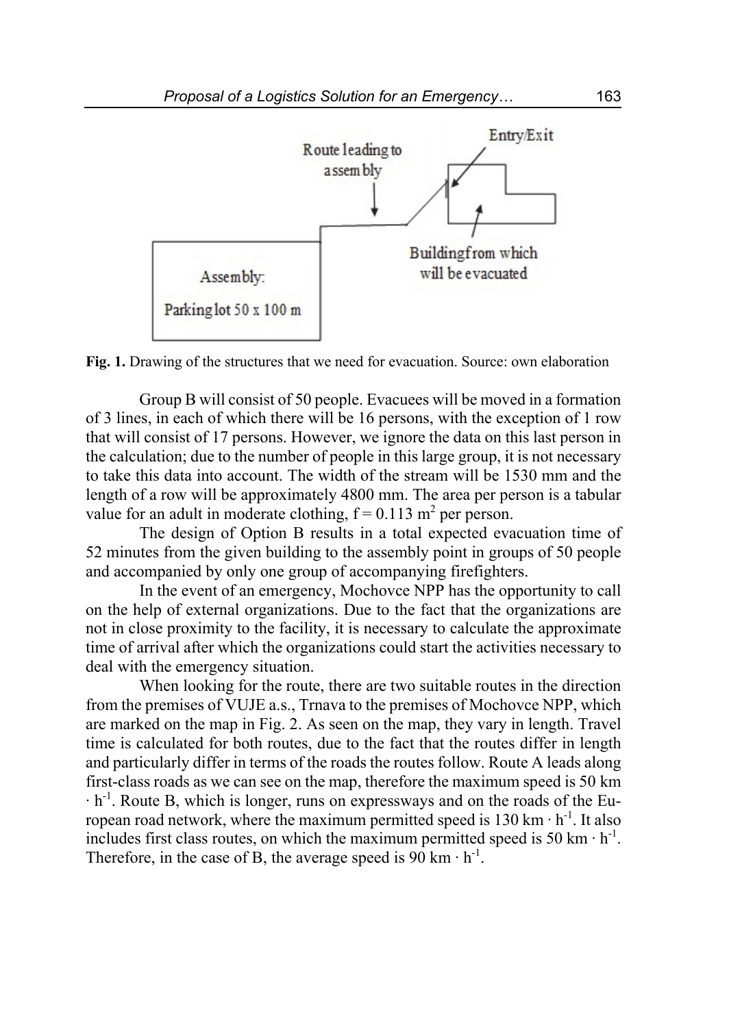Fig. 1. Drawing of the structures that we need for evacuation. Source: own elaboration

Group B will consist of 50 people. Evacuees will be moved in a formation of 3 lines, in each of which there will be 16 persons, with the exception of 1 row that will consist of 17 persons. However, we ignore the data on this last person in the calculation; due to the number of people in this large group, it is not necessary to take this data into account. The width of the stream will be 1530 mm and the length of a row will be approximately 4800 mm. The area per person is a tabular value for an adult in moderate clothing, $f = 0.113\ m^2$ per person.

The design of Option B results in a total expected evacuation time of 52 minutes from the given building to the assembly point in groups of 50 people and accompanied by only one group of accompanying firefighters.

In the event of an emergency, Mochovce NPP has the opportunity to call on the help of external organizations. Due to the fact that the organizations are not in close proximity to the facility, it is necessary to calculate the approximate time of arrival after which the organizations could start the activities necessary to deal with the emergency situation.

When looking for the route, there are two suitable routes in the direction from the premises of VUJE a.s., Trnava to the premises of Mochovce NPP, which are marked on the map in Fig. 2. As seen on the map, they vary in length. Travel time is calculated for both routes, due to the fact that the routes differ in length and particularly differ in terms of the roads the routes follow. Route A leads along first-class roads as we can see on the map, therefore the maximum speed is $50\ km \cdot h^{-1}$. Route B, which is longer, runs on expressways and on the roads of the European road network, where the maximum permitted speed is $130\ km \cdot h^{-1}$. It also includes first class routes, on which the maximum permitted speed is $50\ km \cdot h^{-1}$. Therefore, in the case of B, the average speed is $90\ km \cdot h^{-1}$.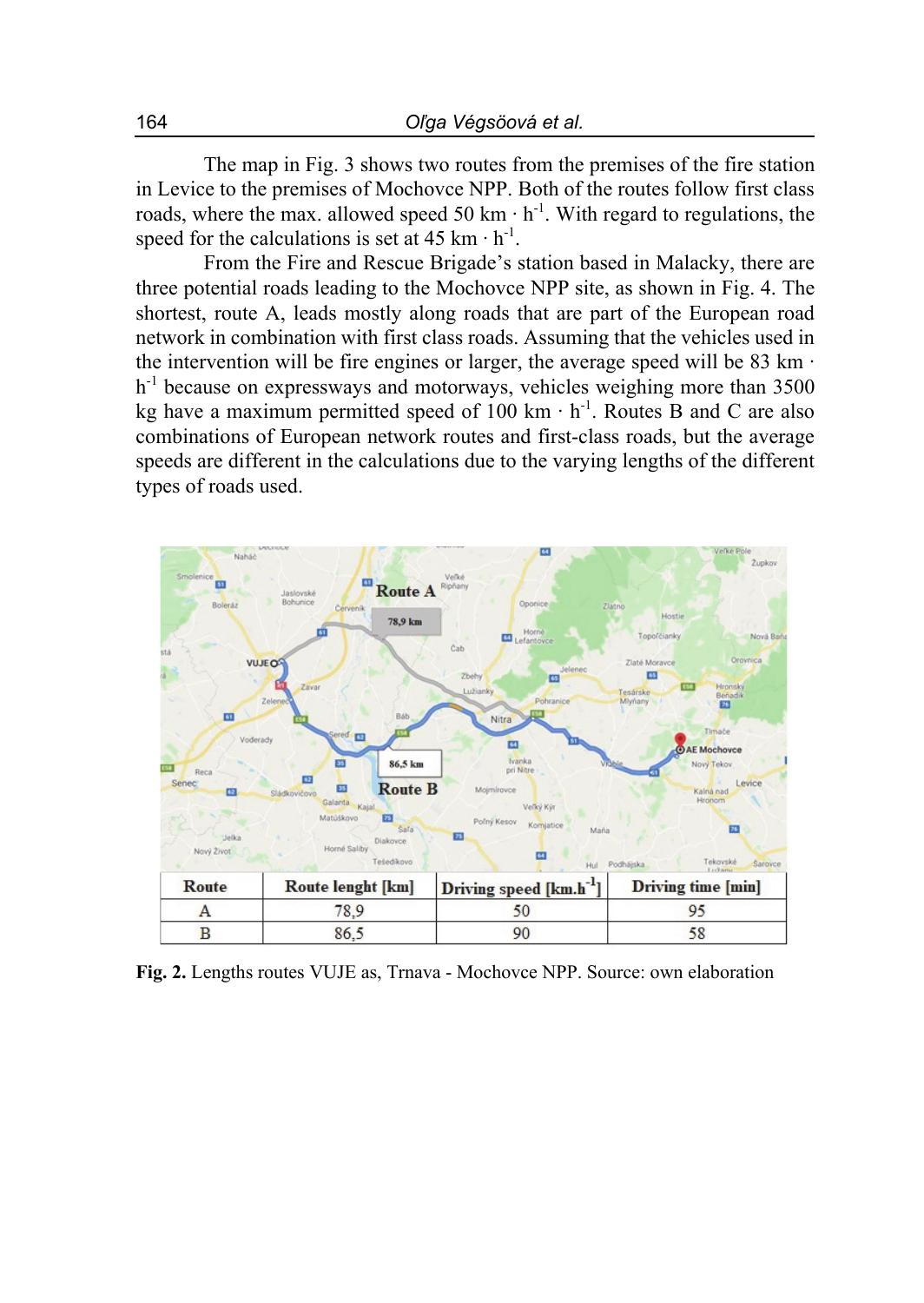The map in Fig. 3 shows two routes from the premises of the fire station in Levice to the premises of Mochovce NPP. Both of the routes follow first class roads, where the max. allowed speed 50 km · h$^{-1}$. With regard to regulations, the speed for the calculations is set at 45 km · h$^{-1}$.

From the Fire and Rescue Brigade's station based in Malacky, there are three potential roads leading to the Mochovce NPP site, as shown in Fig. 4. The shortest, route A, leads mostly along roads that are part of the European road network in combination with first class roads. Assuming that the vehicles used in the intervention will be fire engines or larger, the average speed will be 83 km · h$^{-1}$ because on expressways and motorways, vehicles weighing more than 3500 kg have a maximum permitted speed of 100 km · h$^{-1}$. Routes B and C are also combinations of European network routes and first-class roads, but the average speeds are different in the calculations due to the varying lengths of the different types of roads used.

| Route | Route lenght [km] | Driving speed [km.h$^{-1}$] | Driving time [min] |
|---|---|---|---|
| A | 78,9 | 50 | 95 |
| B | 86,5 | 90 | 58 |

**Fig. 2.** Lengths routes VUJE as, Trnava - Mochovce NPP. Source: own elaboration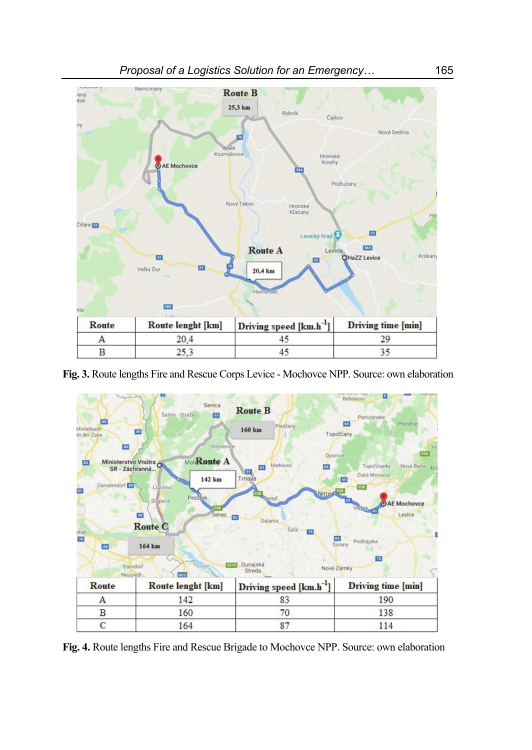| Route | Route lenght [km] | Driving speed [km.h$^{-1}$] | Driving time [min] |
|---|---|---|---|
| A | 20,4 | 45 | 29 |
| B | 25,3 | 45 | 35 |

**Fig. 3.** Route lengths Fire and Rescue Corps Levice - Mochovce NPP. Source: own elaboration

| Route | Route lenght [km] | Driving speed [km.h$^{-1}$] | Driving time [min] |
|---|---|---|---|
| A | 142 | 83 | 190 |
| B | 160 | 70 | 138 |
| C | 164 | 87 | 114 |

**Fig. 4.** Route lengths Fire and Rescue Brigade to Mochovce NPP. Source: own elaboration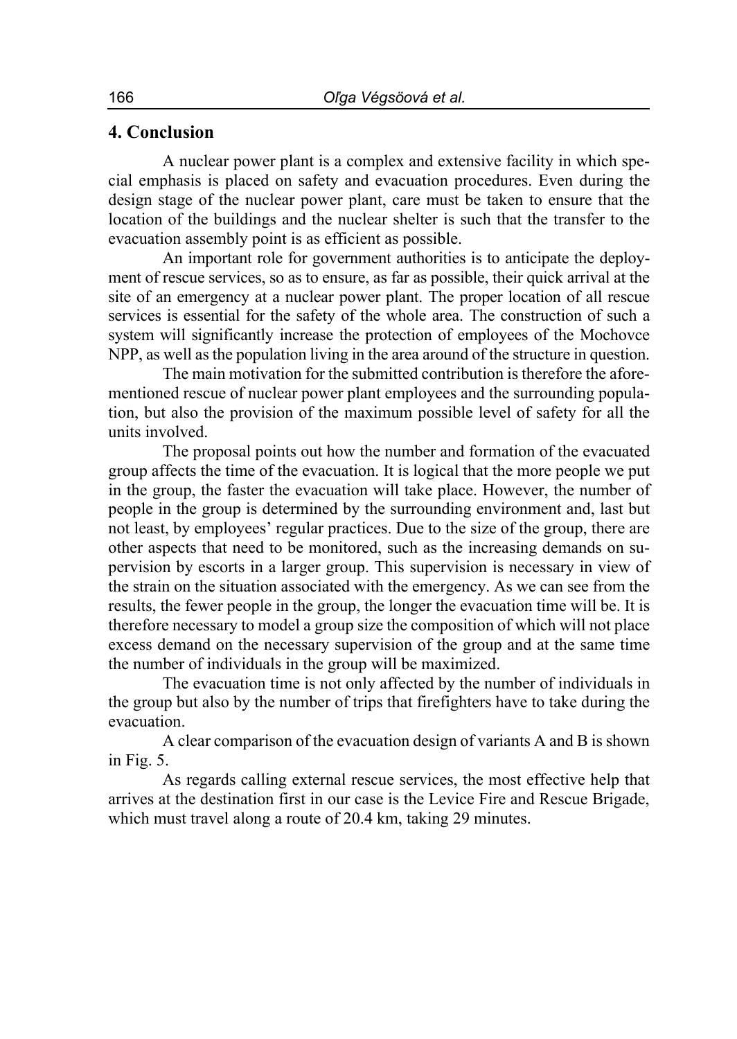## 4. Conclusion

A nuclear power plant is a complex and extensive facility in which special emphasis is placed on safety and evacuation procedures. Even during the design stage of the nuclear power plant, care must be taken to ensure that the location of the buildings and the nuclear shelter is such that the transfer to the evacuation assembly point is as efficient as possible.

An important role for government authorities is to anticipate the deployment of rescue services, so as to ensure, as far as possible, their quick arrival at the site of an emergency at a nuclear power plant. The proper location of all rescue services is essential for the safety of the whole area. The construction of such a system will significantly increase the protection of employees of the Mochovce NPP, as well as the population living in the area around of the structure in question.

The main motivation for the submitted contribution is therefore the aforementioned rescue of nuclear power plant employees and the surrounding population, but also the provision of the maximum possible level of safety for all the units involved.

The proposal points out how the number and formation of the evacuated group affects the time of the evacuation. It is logical that the more people we put in the group, the faster the evacuation will take place. However, the number of people in the group is determined by the surrounding environment and, last but not least, by employees' regular practices. Due to the size of the group, there are other aspects that need to be monitored, such as the increasing demands on supervision by escorts in a larger group. This supervision is necessary in view of the strain on the situation associated with the emergency. As we can see from the results, the fewer people in the group, the longer the evacuation time will be. It is therefore necessary to model a group size the composition of which will not place excess demand on the necessary supervision of the group and at the same time the number of individuals in the group will be maximized.

The evacuation time is not only affected by the number of individuals in the group but also by the number of trips that firefighters have to take during the evacuation.

A clear comparison of the evacuation design of variants A and B is shown in Fig. 5.

As regards calling external rescue services, the most effective help that arrives at the destination first in our case is the Levice Fire and Rescue Brigade, which must travel along a route of 20.4 km, taking 29 minutes.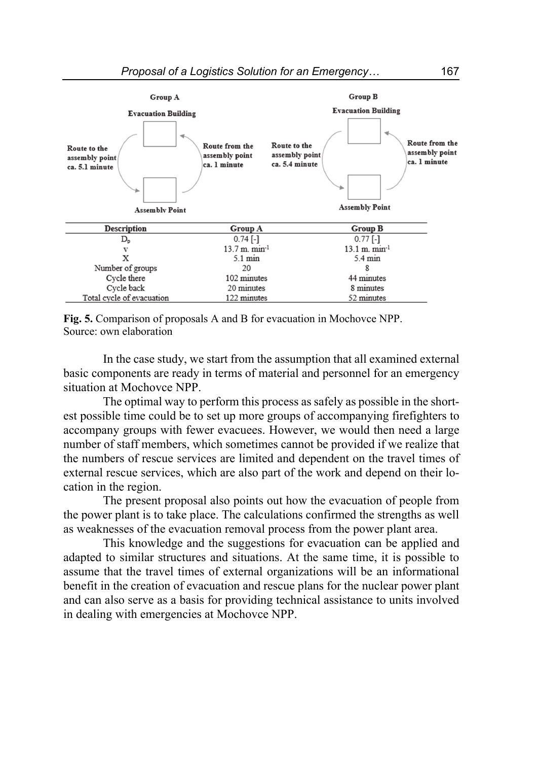| Description | Group A | Group B |
|---|---|---|
| $D_p$ | 0.74 [-] | 0.77 [-] |
| v | 13.7 m. min$^{-1}$ | 13.1 m. min$^{-1}$ |
| X | 5.1 min | 5.4 min |
| Number of groups | 20 | 8 |
| Cycle there | 102 minutes | 44 minutes |
| Cycle back | 20 minutes | 8 minutes |
| Total cycle of evacuation | 122 minutes | 52 minutes |

**Fig. 5.** Comparison of proposals A and B for evacuation in Mochovce NPP.
Source: own elaboration

In the case study, we start from the assumption that all examined external basic components are ready in terms of material and personnel for an emergency situation at Mochovce NPP.

The optimal way to perform this process as safely as possible in the shortest possible time could be to set up more groups of accompanying firefighters to accompany groups with fewer evacuees. However, we would then need a large number of staff members, which sometimes cannot be provided if we realize that the numbers of rescue services are limited and dependent on the travel times of external rescue services, which are also part of the work and depend on their location in the region.

The present proposal also points out how the evacuation of people from the power plant is to take place. The calculations confirmed the strengths as well as weaknesses of the evacuation removal process from the power plant area.

This knowledge and the suggestions for evacuation can be applied and adapted to similar structures and situations. At the same time, it is possible to assume that the travel times of external organizations will be an informational benefit in the creation of evacuation and rescue plans for the nuclear power plant and can also serve as a basis for providing technical assistance to units involved in dealing with emergencies at Mochovce NPP.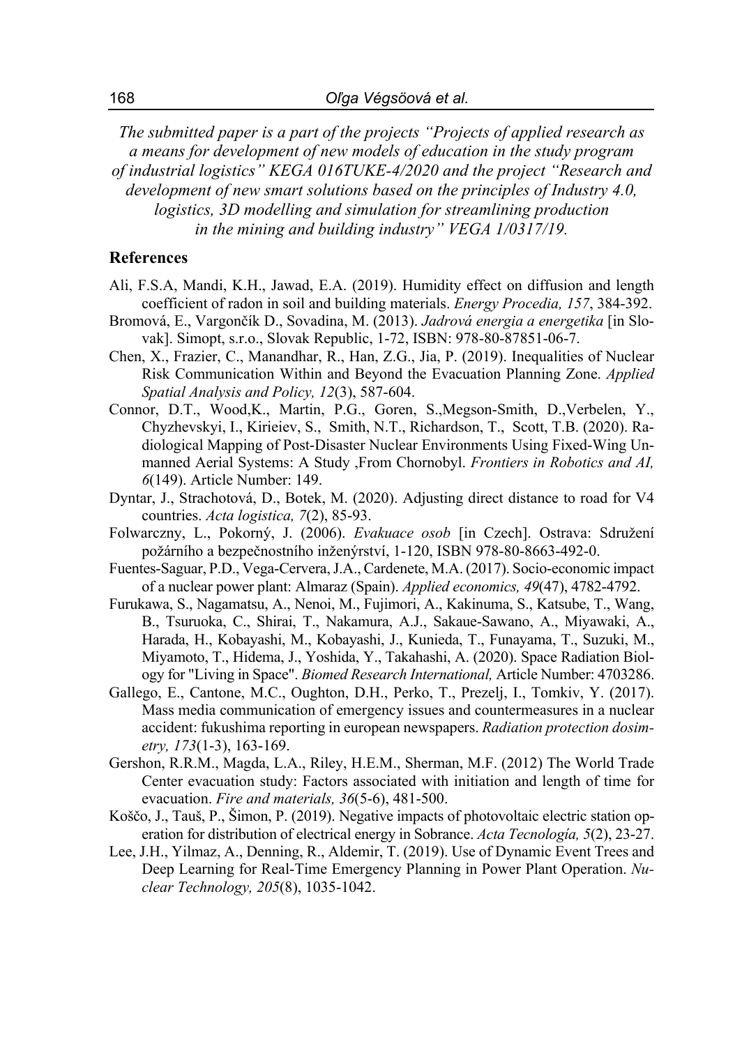*The submitted paper is a part of the projects "Projects of applied research as a means for development of new models of education in the study program of industrial logistics" KEGA 016TUKE-4/2020 and the project "Research and development of new smart solutions based on the principles of Industry 4.0, logistics, 3D modelling and simulation for streamlining production in the mining and building industry" VEGA 1/0317/19.*

## References

Ali, F.S.A, Mandi, K.H., Jawad, E.A. (2019). Humidity effect on diffusion and length coefficient of radon in soil and building materials. *Energy Procedia, 157*, 384-392.

Bromová, E., Vargončík D., Sovadina, M. (2013). *Jadrová energia a energetika* [in Slovak]. Simopt, s.r.o., Slovak Republic, 1-72, ISBN: 978-80-87851-06-7.

Chen, X., Frazier, C., Manandhar, R., Han, Z.G., Jia, P. (2019). Inequalities of Nuclear Risk Communication Within and Beyond the Evacuation Planning Zone. *Applied Spatial Analysis and Policy, 12*(3), 587-604.

Connor, D.T., Wood,K., Martin, P.G., Goren, S.,Megson-Smith, D.,Verbelen, Y., Chyzhevskyi, I., Kirieiev, S., Smith, N.T., Richardson, T., Scott, T.B. (2020). Radiological Mapping of Post-Disaster Nuclear Environments Using Fixed-Wing Unmanned Aerial Systems: A Study ,From Chornobyl. *Frontiers in Robotics and AI, 6*(149). Article Number: 149.

Dyntar, J., Strachotová, D., Botek, M. (2020). Adjusting direct distance to road for V4 countries. *Acta logistica, 7*(2), 85-93.

Folwarczny, L., Pokorný, J. (2006). *Evakuace osob* [in Czech]. Ostrava: Sdružení požárního a bezpečnostního inženýrství, 1-120, ISBN 978-80-8663-492-0.

Fuentes-Saguar, P.D., Vega-Cervera, J.A., Cardenete, M.A. (2017). Socio-economic impact of a nuclear power plant: Almaraz (Spain). *Applied economics, 49*(47), 4782-4792.

Furukawa, S., Nagamatsu, A., Nenoi, M., Fujimori, A., Kakinuma, S., Katsube, T., Wang, B., Tsuruoka, C., Shirai, T., Nakamura, A.J., Sakaue-Sawano, A., Miyawaki, A., Harada, H., Kobayashi, M., Kobayashi, J., Kunieda, T., Funayama, T., Suzuki, M., Miyamoto, T., Hidema, J., Yoshida, Y., Takahashi, A. (2020). Space Radiation Biology for "Living in Space". *Biomed Research International,* Article Number: 4703286.

Gallego, E., Cantone, M.C., Oughton, D.H., Perko, T., Prezelj, I., Tomkiv, Y. (2017). Mass media communication of emergency issues and countermeasures in a nuclear accident: fukushima reporting in european newspapers. *Radiation protection dosimetry, 173*(1-3), 163-169.

Gershon, R.R.M., Magda, L.A., Riley, H.E.M., Sherman, M.F. (2012) The World Trade Center evacuation study: Factors associated with initiation and length of time for evacuation. *Fire and materials, 36*(5-6), 481-500.

Koščo, J., Tauš, P., Šimon, P. (2019). Negative impacts of photovoltaic electric station operation for distribution of electrical energy in Sobrance. *Acta Tecnología, 5*(2), 23-27.

Lee, J.H., Yilmaz, A., Denning, R., Aldemir, T. (2019). Use of Dynamic Event Trees and Deep Learning for Real-Time Emergency Planning in Power Plant Operation. *Nuclear Technology, 205*(8), 1035-1042.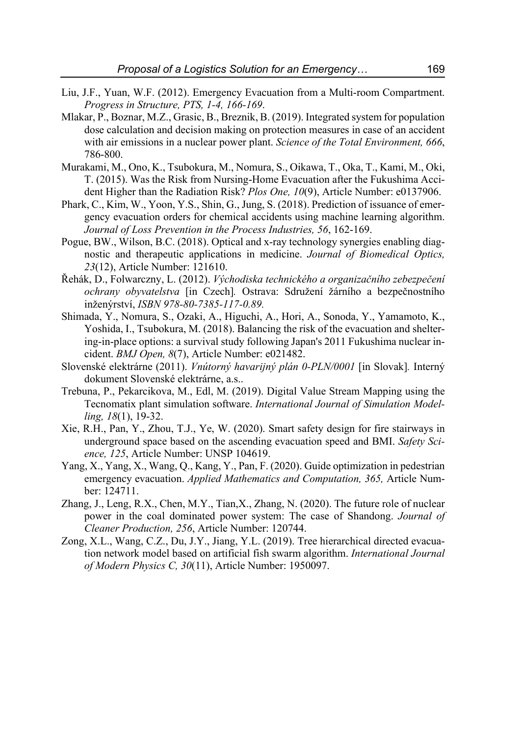Liu, J.F., Yuan, W.F. (2012). Emergency Evacuation from a Multi-room Compartment. *Progress in Structure, PTS, 1-4, 166-169*.

Mlakar, P., Boznar, M.Z., Grasic, B., Breznik, B. (2019). Integrated system for population dose calculation and decision making on protection measures in case of an accident with air emissions in a nuclear power plant. *Science of the Total Environment, 666*, 786-800.

Murakami, M., Ono, K., Tsubokura, M., Nomura, S., Oikawa, T., Oka, T., Kami, M., Oki, T. (2015). Was the Risk from Nursing-Home Evacuation after the Fukushima Accident Higher than the Radiation Risk? *Plos One, 10*(9), Article Number: e0137906.

Phark, C., Kim, W., Yoon, Y.S., Shin, G., Jung, S. (2018). Prediction of issuance of emergency evacuation orders for chemical accidents using machine learning algorithm. *Journal of Loss Prevention in the Process Industries, 56*, 162-169.

Pogue, BW., Wilson, B.C. (2018). Optical and x-ray technology synergies enabling diagnostic and therapeutic applications in medicine. *Journal of Biomedical Optics, 23*(12), Article Number: 121610.

Řehák, D., Folwarczny, L. (2012). *Východiska technického a organizačního zebezpečení ochrany obyvatelstva* [in Czech]. Ostrava: Sdružení žárního a bezpečnostního inženýrství, *ISBN 978-80-7385-117-0.89.*

Shimada, Y., Nomura, S., Ozaki, A., Higuchi, A., Hori, A., Sonoda, Y., Yamamoto, K., Yoshida, I., Tsubokura, M. (2018). Balancing the risk of the evacuation and sheltering-in-place options: a survival study following Japan's 2011 Fukushima nuclear incident. *BMJ Open, 8*(7), Article Number: e021482.

Slovenské elektrárne (2011). *Vnútorný havarijný plán 0-PLN/0001* [in Slovak]. Interný dokument Slovenské elektrárne, a.s..

Trebuna, P., Pekarcikova, M., Edl, M. (2019). Digital Value Stream Mapping using the Tecnomatix plant simulation software. *International Journal of Simulation Modelling, 18*(1), 19-32.

Xie, R.H., Pan, Y., Zhou, T.J., Ye, W. (2020). Smart safety design for fire stairways in underground space based on the ascending evacuation speed and BMI. *Safety Science, 125*, Article Number: UNSP 104619.

Yang, X., Yang, X., Wang, Q., Kang, Y., Pan, F. (2020). Guide optimization in pedestrian emergency evacuation. *Applied Mathematics and Computation, 365,* Article Number: 124711.

Zhang, J., Leng, R.X., Chen, M.Y., Tian,X., Zhang, N. (2020). The future role of nuclear power in the coal dominated power system: The case of Shandong. *Journal of Cleaner Production, 256*, Article Number: 120744.

Zong, X.L., Wang, C.Z., Du, J.Y., Jiang, Y.L. (2019). Tree hierarchical directed evacuation network model based on artificial fish swarm algorithm. *International Journal of Modern Physics C, 30*(11), Article Number: 1950097.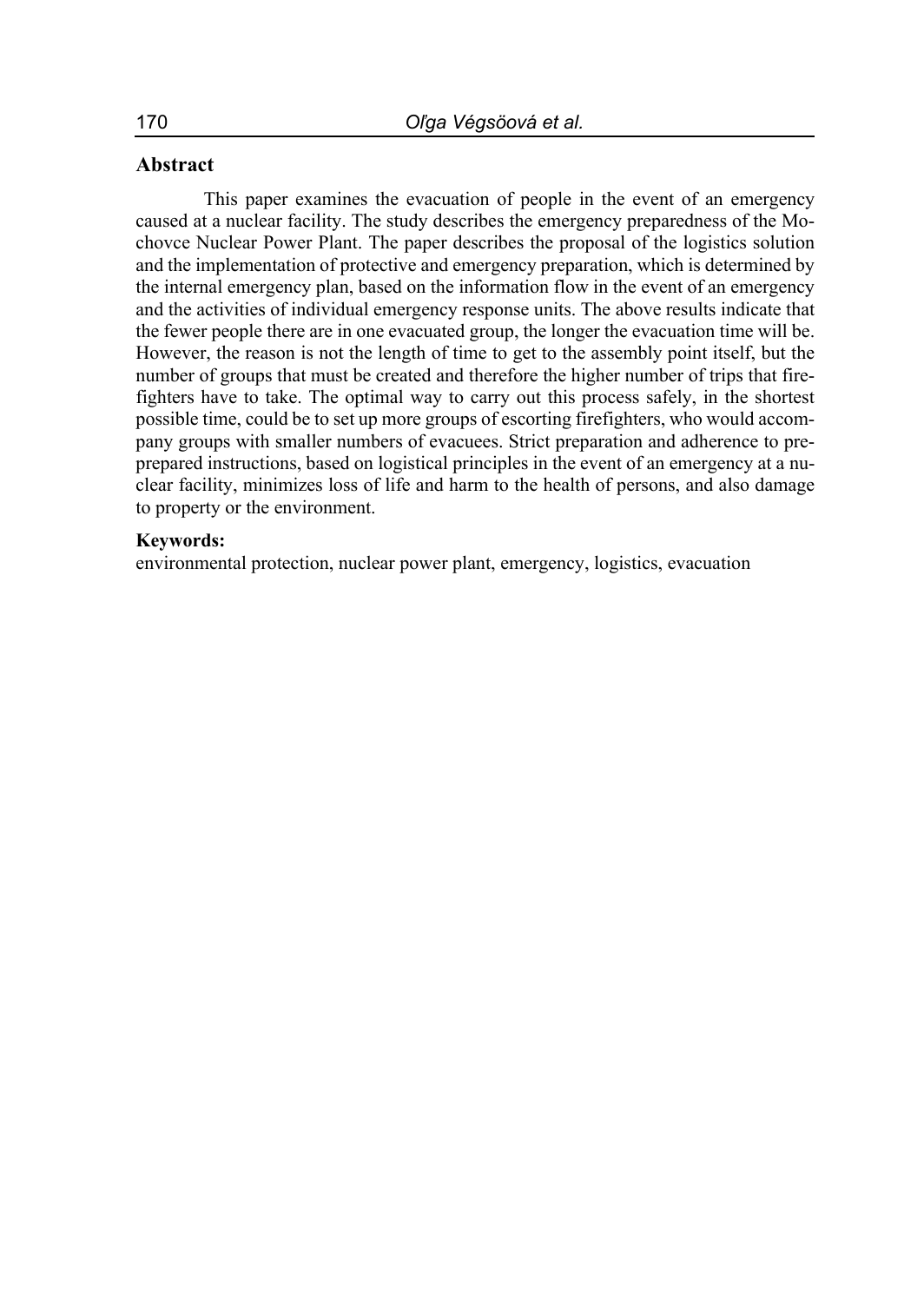## Abstract

This paper examines the evacuation of people in the event of an emergency caused at a nuclear facility. The study describes the emergency preparedness of the Mochovce Nuclear Power Plant. The paper describes the proposal of the logistics solution and the implementation of protective and emergency preparation, which is determined by the internal emergency plan, based on the information flow in the event of an emergency and the activities of individual emergency response units. The above results indicate that the fewer people there are in one evacuated group, the longer the evacuation time will be. However, the reason is not the length of time to get to the assembly point itself, but the number of groups that must be created and therefore the higher number of trips that firefighters have to take. The optimal way to carry out this process safely, in the shortest possible time, could be to set up more groups of escorting firefighters, who would accompany groups with smaller numbers of evacuees. Strict preparation and adherence to pre-prepared instructions, based on logistical principles in the event of an emergency at a nuclear facility, minimizes loss of life and harm to the health of persons, and also damage to property or the environment.

**Keywords:**

environmental protection, nuclear power plant, emergency, logistics, evacuation